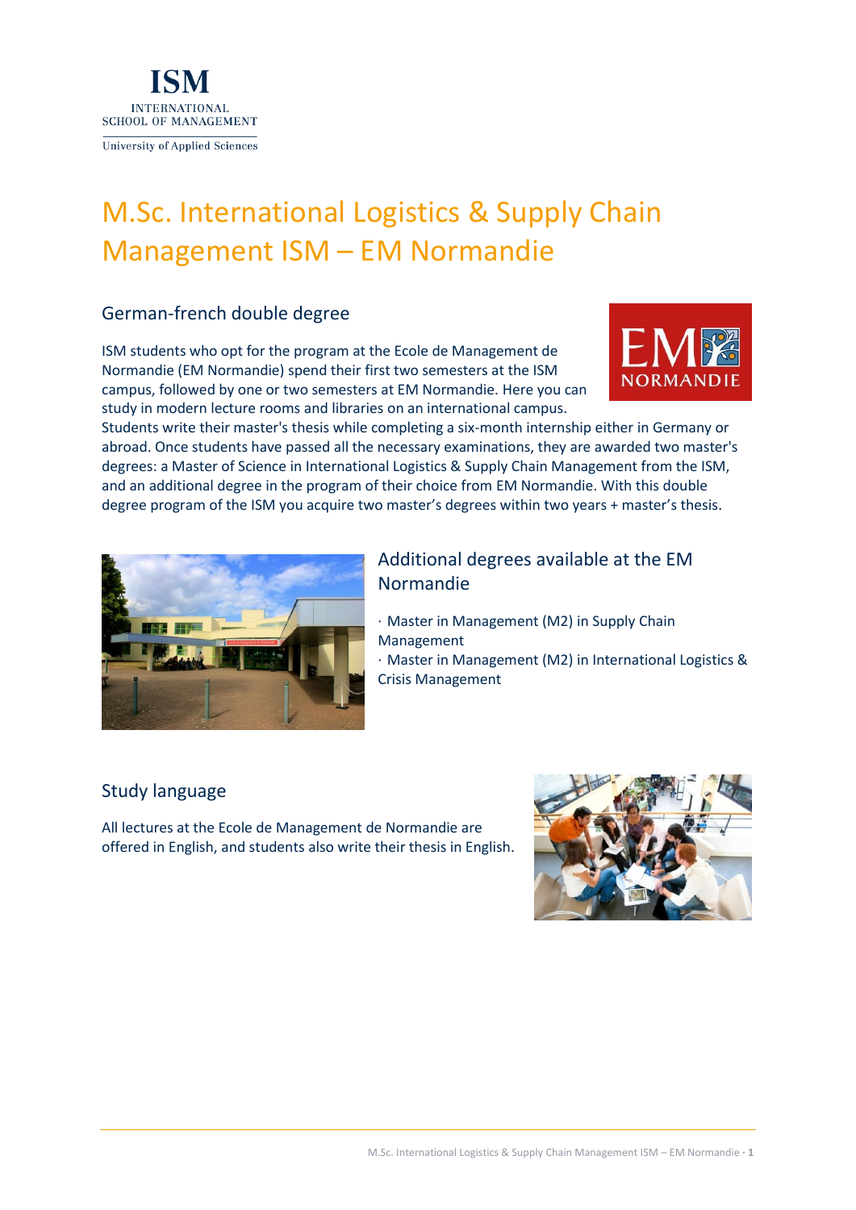ISM
INTERNATIONAL
SCHOOL OF MANAGEMENT
University of Applied Sciences

# M.Sc. International Logistics & Supply Chain Management ISM – EM Normandie

## German-french double degree

ISM students who opt for the program at the Ecole de Management de Normandie (EM Normandie) spend their first two semesters at the ISM campus, followed by one or two semesters at EM Normandie. Here you can study in modern lecture rooms and libraries on an international campus. Students write their master's thesis while completing a six-month internship either in Germany or abroad. Once students have passed all the necessary examinations, they are awarded two master's degrees: a Master of Science in International Logistics & Supply Chain Management from the ISM, and an additional degree in the program of their choice from EM Normandie. With this double degree program of the ISM you acquire two master's degrees within two years + master's thesis.

## Additional degrees available at the EM Normandie

· Master in Management (M2) in Supply Chain Management
· Master in Management (M2) in International Logistics & Crisis Management

## Study language

All lectures at the Ecole de Management de Normandie are offered in English, and students also write their thesis in English.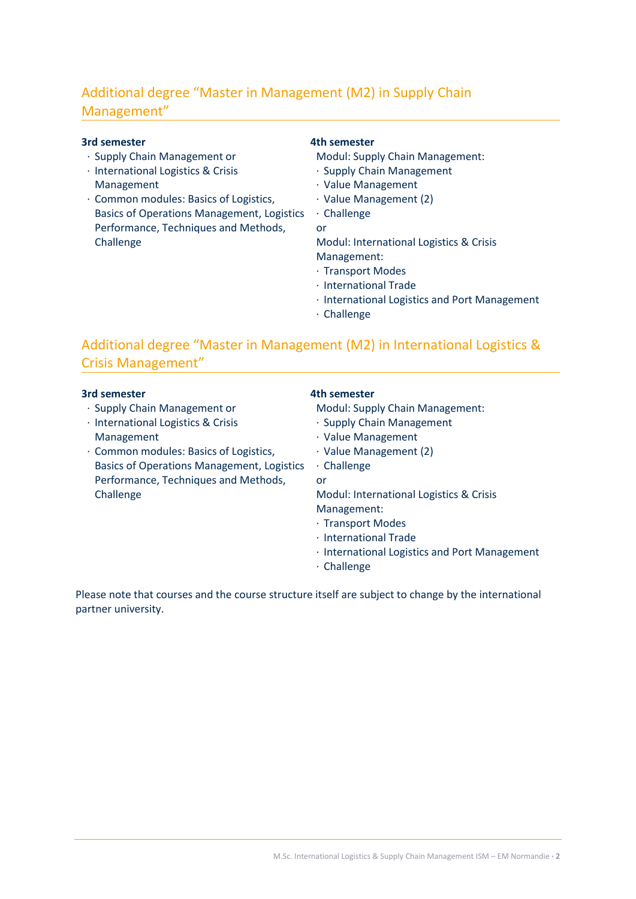## Additional degree "Master in Management (M2) in Supply Chain Management"

**3rd semester**

- Supply Chain Management or
- International Logistics & Crisis Management
- Common modules: Basics of Logistics, Basics of Operations Management, Logistics Performance, Techniques and Methods, Challenge

**4th semester**

Modul: Supply Chain Management:

- Supply Chain Management
- Value Management
- Value Management (2)
- Challenge

or

Modul: International Logistics & Crisis Management:

- Transport Modes
- International Trade
- International Logistics and Port Management
- Challenge

## Additional degree "Master in Management (M2) in International Logistics & Crisis Management"

**3rd semester**

- Supply Chain Management or
- International Logistics & Crisis Management
- Common modules: Basics of Logistics, Basics of Operations Management, Logistics Performance, Techniques and Methods, Challenge

**4th semester**

Modul: Supply Chain Management:

- Supply Chain Management
- Value Management
- Value Management (2)
- Challenge

or

Modul: International Logistics & Crisis Management:

- Transport Modes
- International Trade
- International Logistics and Port Management
- Challenge

Please note that courses and the course structure itself are subject to change by the international partner university.